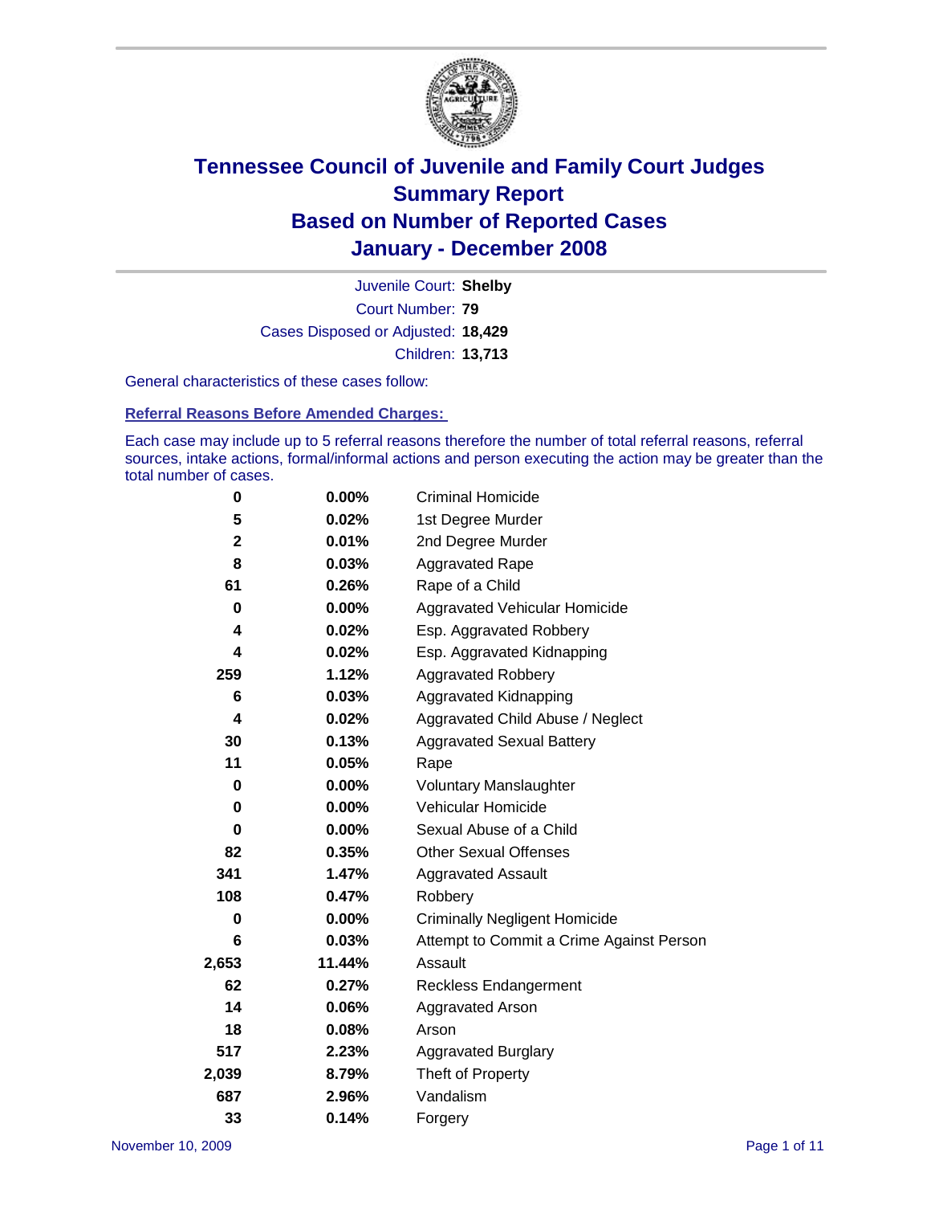# Tennessee Council of Juvenile and Family Court Judges
# Summary Report
# Based on Number of Reported Cases
# January - December 2008

Juvenile Court: **Shelby**

Court Number: **79**

Cases Disposed or Adjusted: **18,429**

Children: **13,713**

General characteristics of these cases follow:

## Referral Reasons Before Amended Charges:

Each case may include up to 5 referral reasons therefore the number of total referral reasons, referral sources, intake actions, formal/informal actions and person executing the action may be greater than the total number of cases.

| | | |
|---|---|---|
| 0 | 0.00% | Criminal Homicide |
| 5 | 0.02% | 1st Degree Murder |
| 2 | 0.01% | 2nd Degree Murder |
| 8 | 0.03% | Aggravated Rape |
| 61 | 0.26% | Rape of a Child |
| 0 | 0.00% | Aggravated Vehicular Homicide |
| 4 | 0.02% | Esp. Aggravated Robbery |
| 4 | 0.02% | Esp. Aggravated Kidnapping |
| 259 | 1.12% | Aggravated Robbery |
| 6 | 0.03% | Aggravated Kidnapping |
| 4 | 0.02% | Aggravated Child Abuse / Neglect |
| 30 | 0.13% | Aggravated Sexual Battery |
| 11 | 0.05% | Rape |
| 0 | 0.00% | Voluntary Manslaughter |
| 0 | 0.00% | Vehicular Homicide |
| 0 | 0.00% | Sexual Abuse of a Child |
| 82 | 0.35% | Other Sexual Offenses |
| 341 | 1.47% | Aggravated Assault |
| 108 | 0.47% | Robbery |
| 0 | 0.00% | Criminally Negligent Homicide |
| 6 | 0.03% | Attempt to Commit a Crime Against Person |
| 2,653 | 11.44% | Assault |
| 62 | 0.27% | Reckless Endangerment |
| 14 | 0.06% | Aggravated Arson |
| 18 | 0.08% | Arson |
| 517 | 2.23% | Aggravated Burglary |
| 2,039 | 8.79% | Theft of Property |
| 687 | 2.96% | Vandalism |
| 33 | 0.14% | Forgery |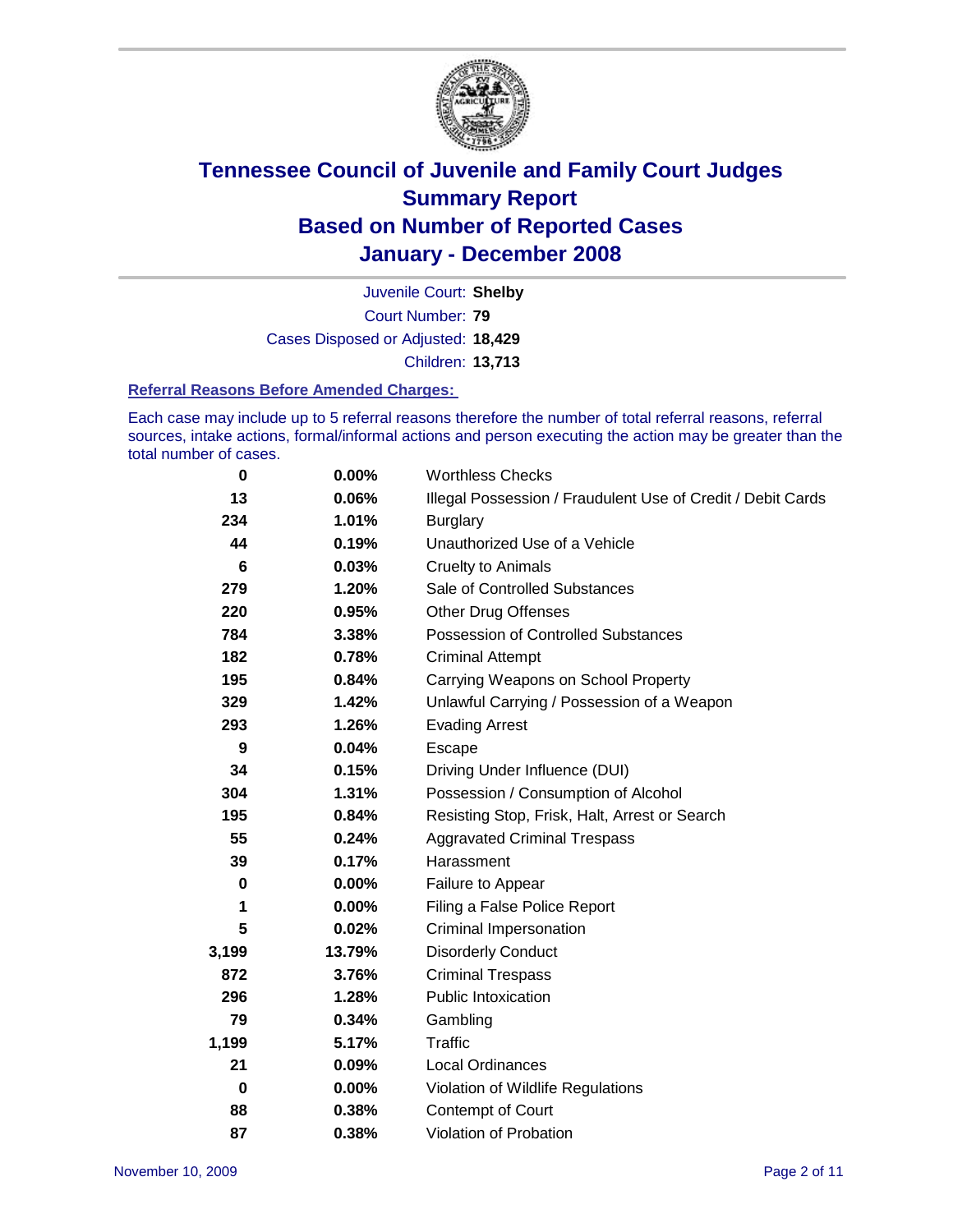# Tennessee Council of Juvenile and Family Court Judges
# Summary Report
# Based on Number of Reported Cases
# January - December 2008

Juvenile Court: **Shelby**

Court Number: **79**

Cases Disposed or Adjusted: **18,429**

Children: **13,713**

### Referral Reasons Before Amended Charges:

Each case may include up to 5 referral reasons therefore the number of total referral reasons, referral sources, intake actions, formal/informal actions and person executing the action may be greater than the total number of cases.

| | | |
|---|---|---|
| 0 | 0.00% | Worthless Checks |
| 13 | 0.06% | Illegal Possession / Fraudulent Use of Credit / Debit Cards |
| 234 | 1.01% | Burglary |
| 44 | 0.19% | Unauthorized Use of a Vehicle |
| 6 | 0.03% | Cruelty to Animals |
| 279 | 1.20% | Sale of Controlled Substances |
| 220 | 0.95% | Other Drug Offenses |
| 784 | 3.38% | Possession of Controlled Substances |
| 182 | 0.78% | Criminal Attempt |
| 195 | 0.84% | Carrying Weapons on School Property |
| 329 | 1.42% | Unlawful Carrying / Possession of a Weapon |
| 293 | 1.26% | Evading Arrest |
| 9 | 0.04% | Escape |
| 34 | 0.15% | Driving Under Influence (DUI) |
| 304 | 1.31% | Possession / Consumption of Alcohol |
| 195 | 0.84% | Resisting Stop, Frisk, Halt, Arrest or Search |
| 55 | 0.24% | Aggravated Criminal Trespass |
| 39 | 0.17% | Harassment |
| 0 | 0.00% | Failure to Appear |
| 1 | 0.00% | Filing a False Police Report |
| 5 | 0.02% | Criminal Impersonation |
| 3,199 | 13.79% | Disorderly Conduct |
| 872 | 3.76% | Criminal Trespass |
| 296 | 1.28% | Public Intoxication |
| 79 | 0.34% | Gambling |
| 1,199 | 5.17% | Traffic |
| 21 | 0.09% | Local Ordinances |
| 0 | 0.00% | Violation of Wildlife Regulations |
| 88 | 0.38% | Contempt of Court |
| 87 | 0.38% | Violation of Probation |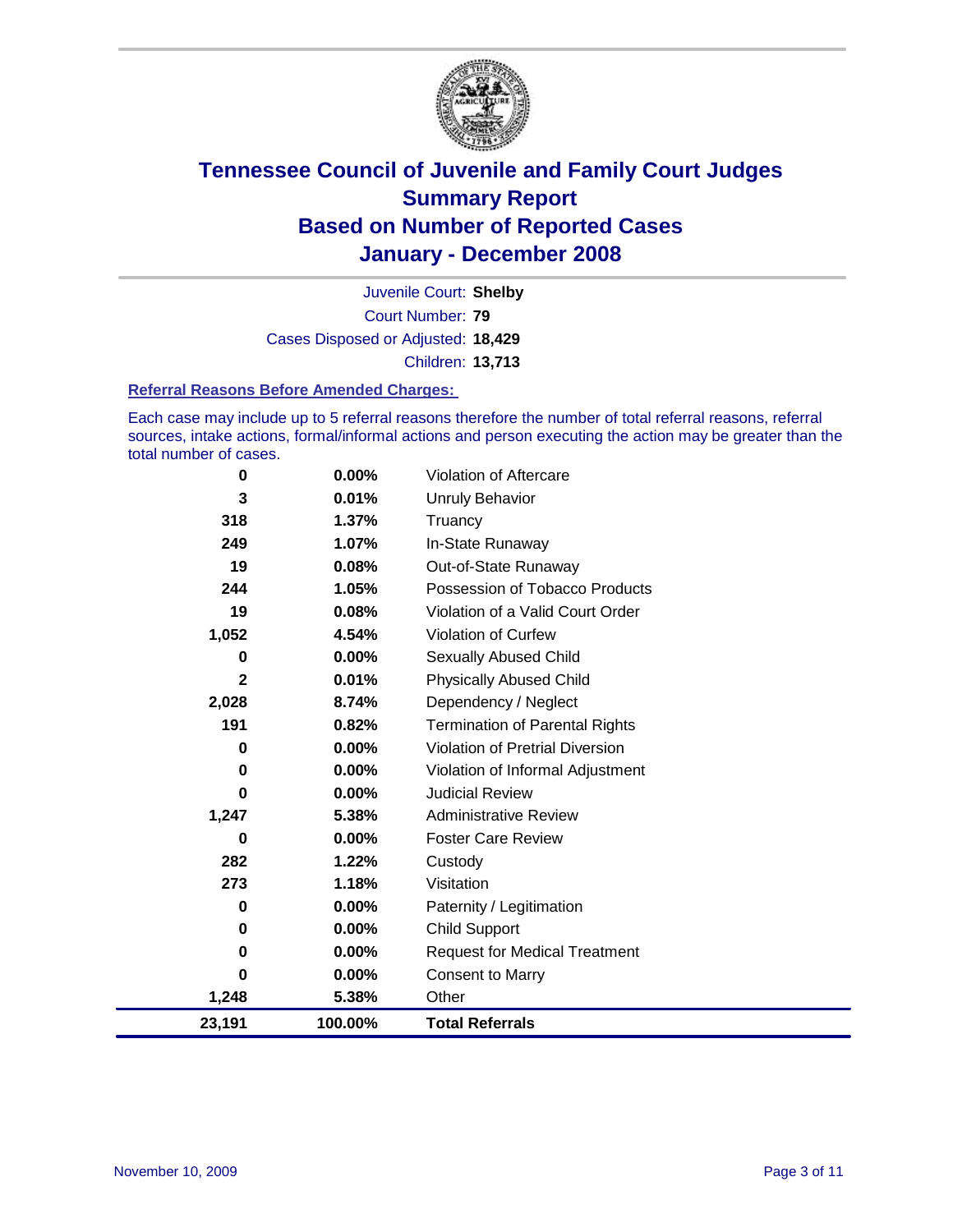# Tennessee Council of Juvenile and Family Court Judges
## Summary Report
## Based on Number of Reported Cases
## January - December 2008

Juvenile Court: **Shelby**
Court Number: **79**
Cases Disposed or Adjusted: **18,429**
Children: **13,713**

### Referral Reasons Before Amended Charges:

Each case may include up to 5 referral reasons therefore the number of total referral reasons, referral sources, intake actions, formal/informal actions and person executing the action may be greater than the total number of cases.

| Count | Percent | Referral Reason |
|---|---|---|
| 0 | 0.00% | Violation of Aftercare |
| 3 | 0.01% | Unruly Behavior |
| 318 | 1.37% | Truancy |
| 249 | 1.07% | In-State Runaway |
| 19 | 0.08% | Out-of-State Runaway |
| 244 | 1.05% | Possession of Tobacco Products |
| 19 | 0.08% | Violation of a Valid Court Order |
| 1,052 | 4.54% | Violation of Curfew |
| 0 | 0.00% | Sexually Abused Child |
| 2 | 0.01% | Physically Abused Child |
| 2,028 | 8.74% | Dependency / Neglect |
| 191 | 0.82% | Termination of Parental Rights |
| 0 | 0.00% | Violation of Pretrial Diversion |
| 0 | 0.00% | Violation of Informal Adjustment |
| 0 | 0.00% | Judicial Review |
| 1,247 | 5.38% | Administrative Review |
| 0 | 0.00% | Foster Care Review |
| 282 | 1.22% | Custody |
| 273 | 1.18% | Visitation |
| 0 | 0.00% | Paternity / Legitimation |
| 0 | 0.00% | Child Support |
| 0 | 0.00% | Request for Medical Treatment |
| 0 | 0.00% | Consent to Marry |
| 1,248 | 5.38% | Other |
| **23,191** | **100.00%** | **Total Referrals** |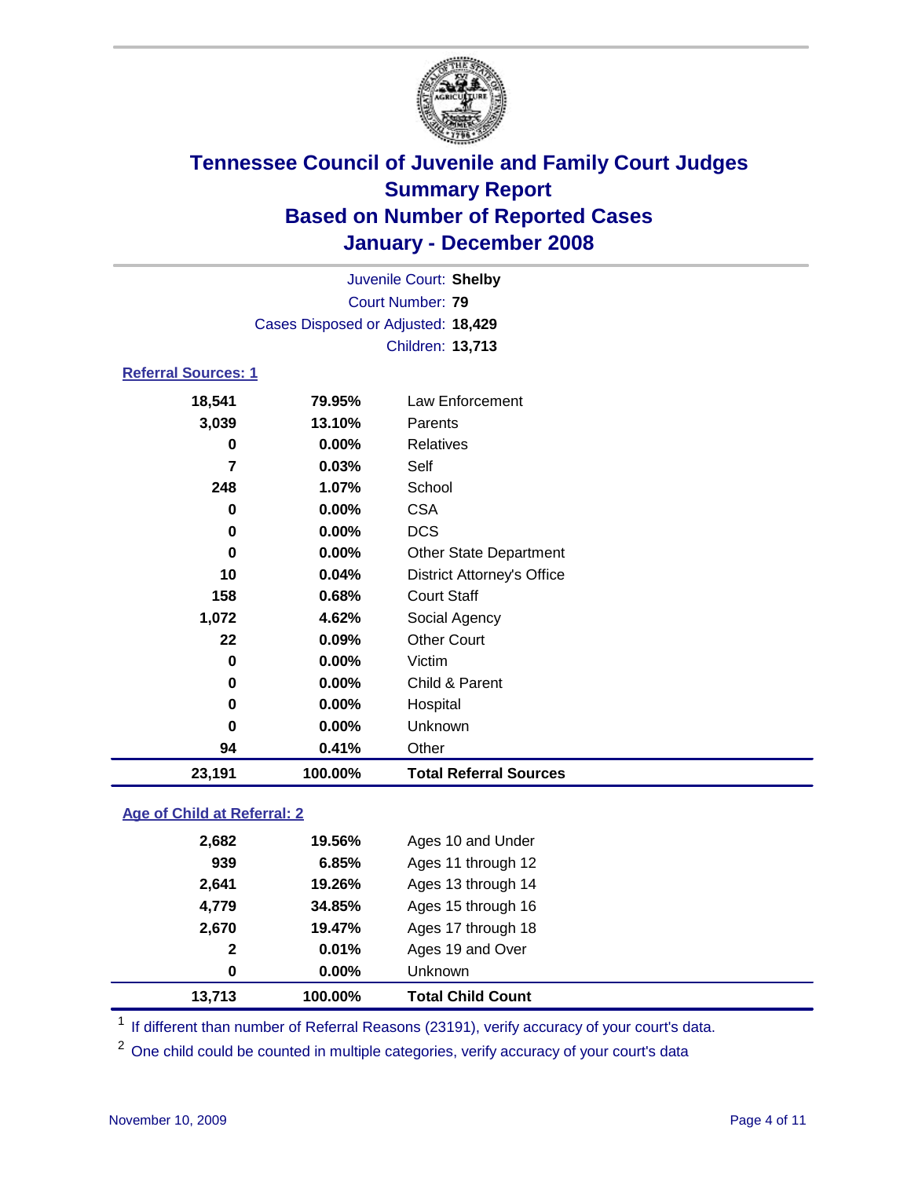# Tennessee Council of Juvenile and Family Court Judges
## Summary Report
## Based on Number of Reported Cases
## January - December 2008

Juvenile Court: **Shelby**
Court Number: **79**
Cases Disposed or Adjusted: **18,429**
Children: **13,713**

### Referral Sources: 1

| | | |
|---|---|---|
| 18,541 | 79.95% | Law Enforcement |
| 3,039 | 13.10% | Parents |
| 0 | 0.00% | Relatives |
| 7 | 0.03% | Self |
| 248 | 1.07% | School |
| 0 | 0.00% | CSA |
| 0 | 0.00% | DCS |
| 0 | 0.00% | Other State Department |
| 10 | 0.04% | District Attorney's Office |
| 158 | 0.68% | Court Staff |
| 1,072 | 4.62% | Social Agency |
| 22 | 0.09% | Other Court |
| 0 | 0.00% | Victim |
| 0 | 0.00% | Child & Parent |
| 0 | 0.00% | Hospital |
| 0 | 0.00% | Unknown |
| 94 | 0.41% | Other |
| **23,191** | **100.00%** | **Total Referral Sources** |

### Age of Child at Referral: 2

| | | |
|---|---|---|
| 2,682 | 19.56% | Ages 10 and Under |
| 939 | 6.85% | Ages 11 through 12 |
| 2,641 | 19.26% | Ages 13 through 14 |
| 4,779 | 34.85% | Ages 15 through 16 |
| 2,670 | 19.47% | Ages 17 through 18 |
| 2 | 0.01% | Ages 19 and Over |
| 0 | 0.00% | Unknown |
| **13,713** | **100.00%** | **Total Child Count** |

[1] If different than number of Referral Reasons (23191), verify accuracy of your court's data.

[2] One child could be counted in multiple categories, verify accuracy of your court's data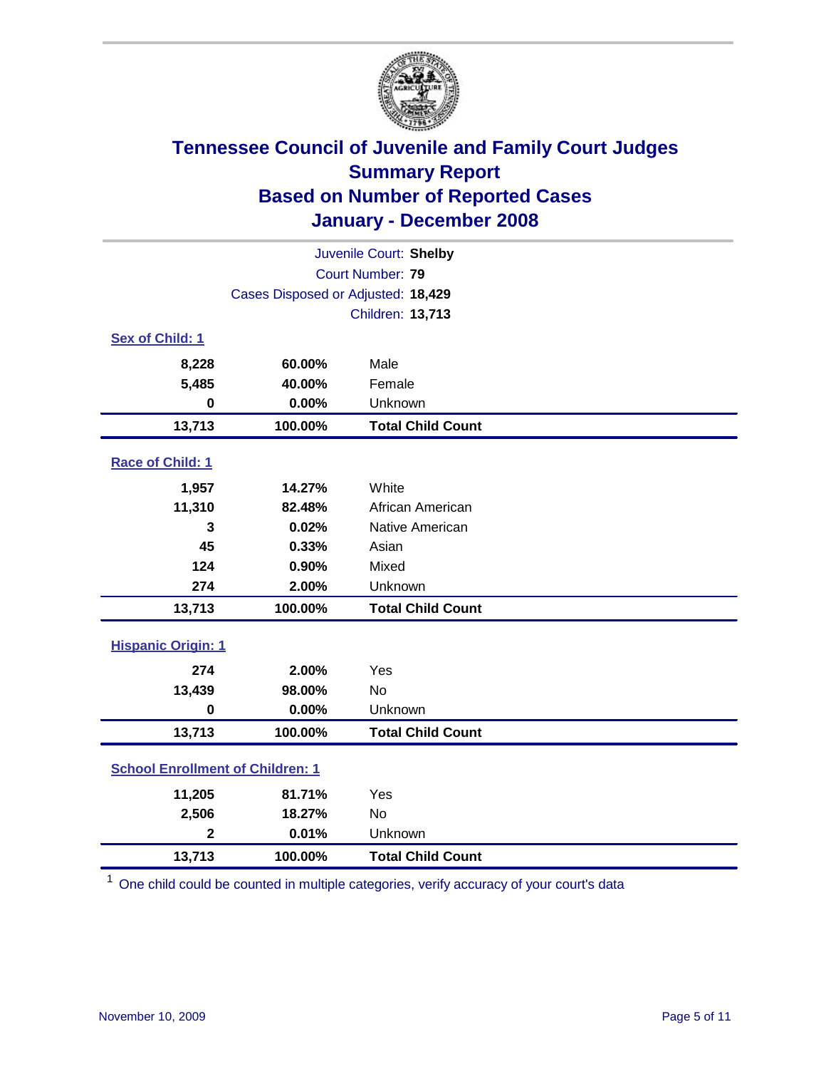# Tennessee Council of Juvenile and Family Court Judges
## Summary Report
## Based on Number of Reported Cases
## January - December 2008

Juvenile Court: **Shelby**

Court Number: **79**

Cases Disposed or Adjusted: **18,429**

Children: **13,713**

### Sex of Child: 1

| | | |
|---|---|---|
| **8,228** | **60.00%** | Male |
| **5,485** | **40.00%** | Female |
| **0** | **0.00%** | Unknown |
| **13,713** | **100.00%** | **Total Child Count** |

### Race of Child: 1

| | | |
|---|---|---|
| **1,957** | **14.27%** | White |
| **11,310** | **82.48%** | African American |
| **3** | **0.02%** | Native American |
| **45** | **0.33%** | Asian |
| **124** | **0.90%** | Mixed |
| **274** | **2.00%** | Unknown |
| **13,713** | **100.00%** | **Total Child Count** |

### Hispanic Origin: 1

| | | |
|---|---|---|
| **274** | **2.00%** | Yes |
| **13,439** | **98.00%** | No |
| **0** | **0.00%** | Unknown |
| **13,713** | **100.00%** | **Total Child Count** |

### School Enrollment of Children: 1

| | | |
|---|---|---|
| **11,205** | **81.71%** | Yes |
| **2,506** | **18.27%** | No |
| **2** | **0.01%** | Unknown |
| **13,713** | **100.00%** | **Total Child Count** |

[1] One child could be counted in multiple categories, verify accuracy of your court's data

November 10, 2009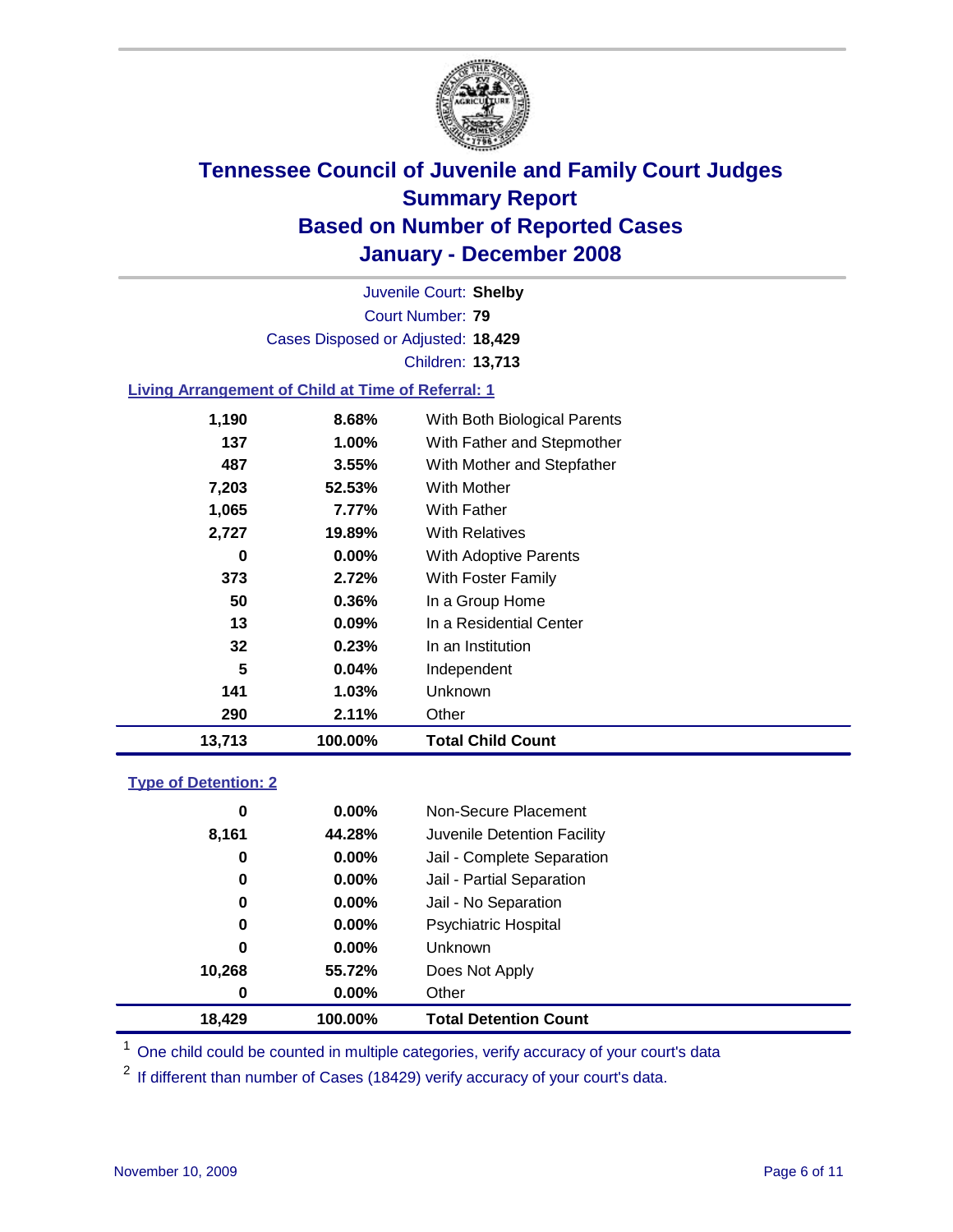# Tennessee Council of Juvenile and Family Court Judges
## Summary Report
## Based on Number of Reported Cases
## January - December 2008

Juvenile Court: **Shelby**
Court Number: **79**
Cases Disposed or Adjusted: **18,429**
Children: **13,713**

### Living Arrangement of Child at Time of Referral: 1

| | | |
|---|---|---|
| 1,190 | 8.68% | With Both Biological Parents |
| 137 | 1.00% | With Father and Stepmother |
| 487 | 3.55% | With Mother and Stepfather |
| 7,203 | 52.53% | With Mother |
| 1,065 | 7.77% | With Father |
| 2,727 | 19.89% | With Relatives |
| 0 | 0.00% | With Adoptive Parents |
| 373 | 2.72% | With Foster Family |
| 50 | 0.36% | In a Group Home |
| 13 | 0.09% | In a Residential Center |
| 32 | 0.23% | In an Institution |
| 5 | 0.04% | Independent |
| 141 | 1.03% | Unknown |
| 290 | 2.11% | Other |
| **13,713** | **100.00%** | **Total Child Count** |

### Type of Detention: 2

| | | |
|---|---|---|
| 0 | 0.00% | Non-Secure Placement |
| 8,161 | 44.28% | Juvenile Detention Facility |
| 0 | 0.00% | Jail - Complete Separation |
| 0 | 0.00% | Jail - Partial Separation |
| 0 | 0.00% | Jail - No Separation |
| 0 | 0.00% | Psychiatric Hospital |
| 0 | 0.00% | Unknown |
| 10,268 | 55.72% | Does Not Apply |
| 0 | 0.00% | Other |
| **18,429** | **100.00%** | **Total Detention Count** |

[1] One child could be counted in multiple categories, verify accuracy of your court's data

[2] If different than number of Cases (18429) verify accuracy of your court's data.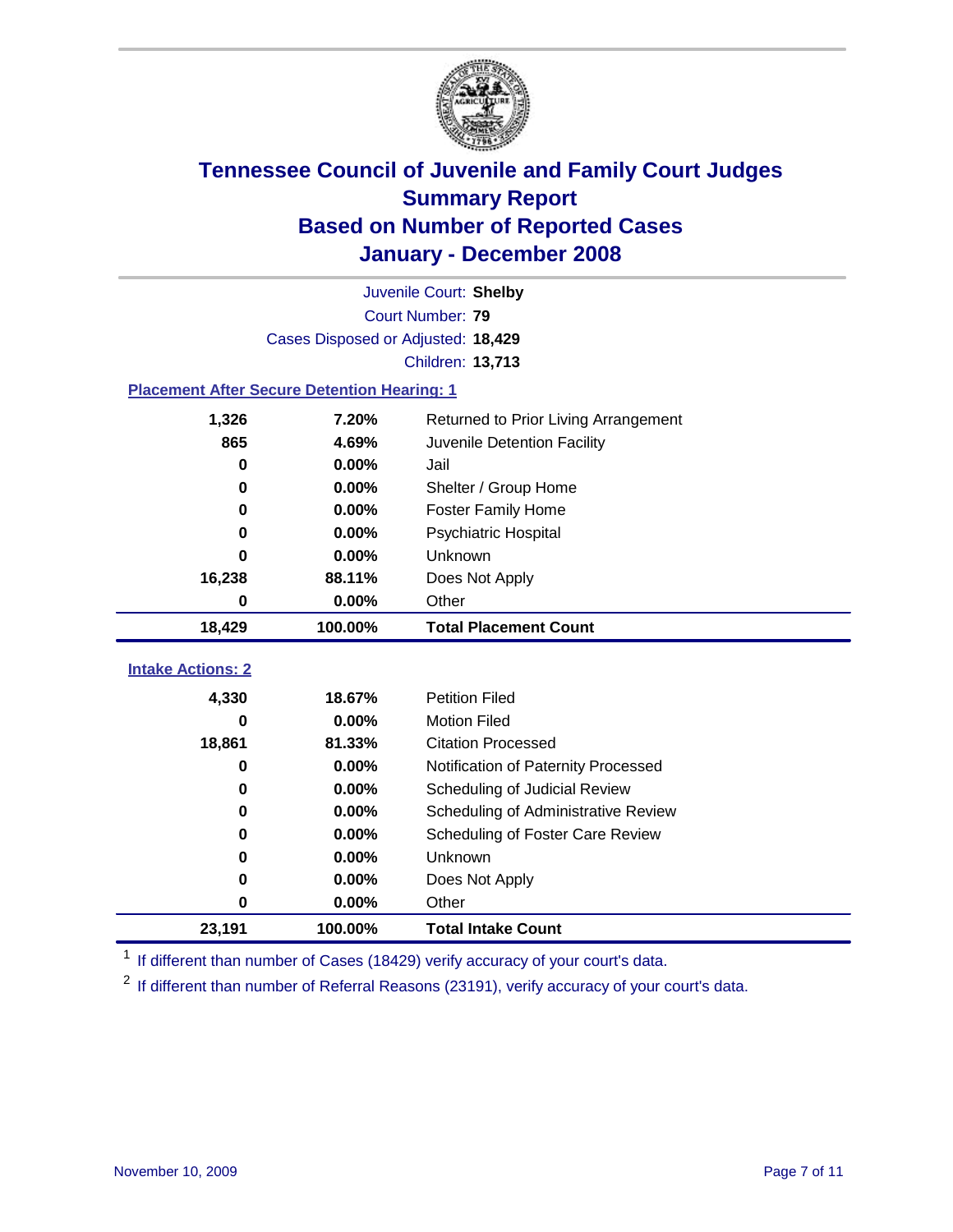# Tennessee Council of Juvenile and Family Court Judges
## Summary Report
## Based on Number of Reported Cases
## January - December 2008

Juvenile Court: **Shelby**

Court Number: **79**

Cases Disposed or Adjusted: **18,429**

Children: **13,713**

### Placement After Secure Detention Hearing: 1

| Count | Percent | Placement |
|---|---|---|
| 1,326 | 7.20% | Returned to Prior Living Arrangement |
| 865 | 4.69% | Juvenile Detention Facility |
| 0 | 0.00% | Jail |
| 0 | 0.00% | Shelter / Group Home |
| 0 | 0.00% | Foster Family Home |
| 0 | 0.00% | Psychiatric Hospital |
| 0 | 0.00% | Unknown |
| 16,238 | 88.11% | Does Not Apply |
| 0 | 0.00% | Other |
| **18,429** | **100.00%** | **Total Placement Count** |

### Intake Actions: 2

| Count | Percent | Intake Action |
|---|---|---|
| 4,330 | 18.67% | Petition Filed |
| 0 | 0.00% | Motion Filed |
| 18,861 | 81.33% | Citation Processed |
| 0 | 0.00% | Notification of Paternity Processed |
| 0 | 0.00% | Scheduling of Judicial Review |
| 0 | 0.00% | Scheduling of Administrative Review |
| 0 | 0.00% | Scheduling of Foster Care Review |
| 0 | 0.00% | Unknown |
| 0 | 0.00% | Does Not Apply |
| 0 | 0.00% | Other |
| **23,191** | **100.00%** | **Total Intake Count** |

[1] If different than number of Cases (18429) verify accuracy of your court's data.

[2] If different than number of Referral Reasons (23191), verify accuracy of your court's data.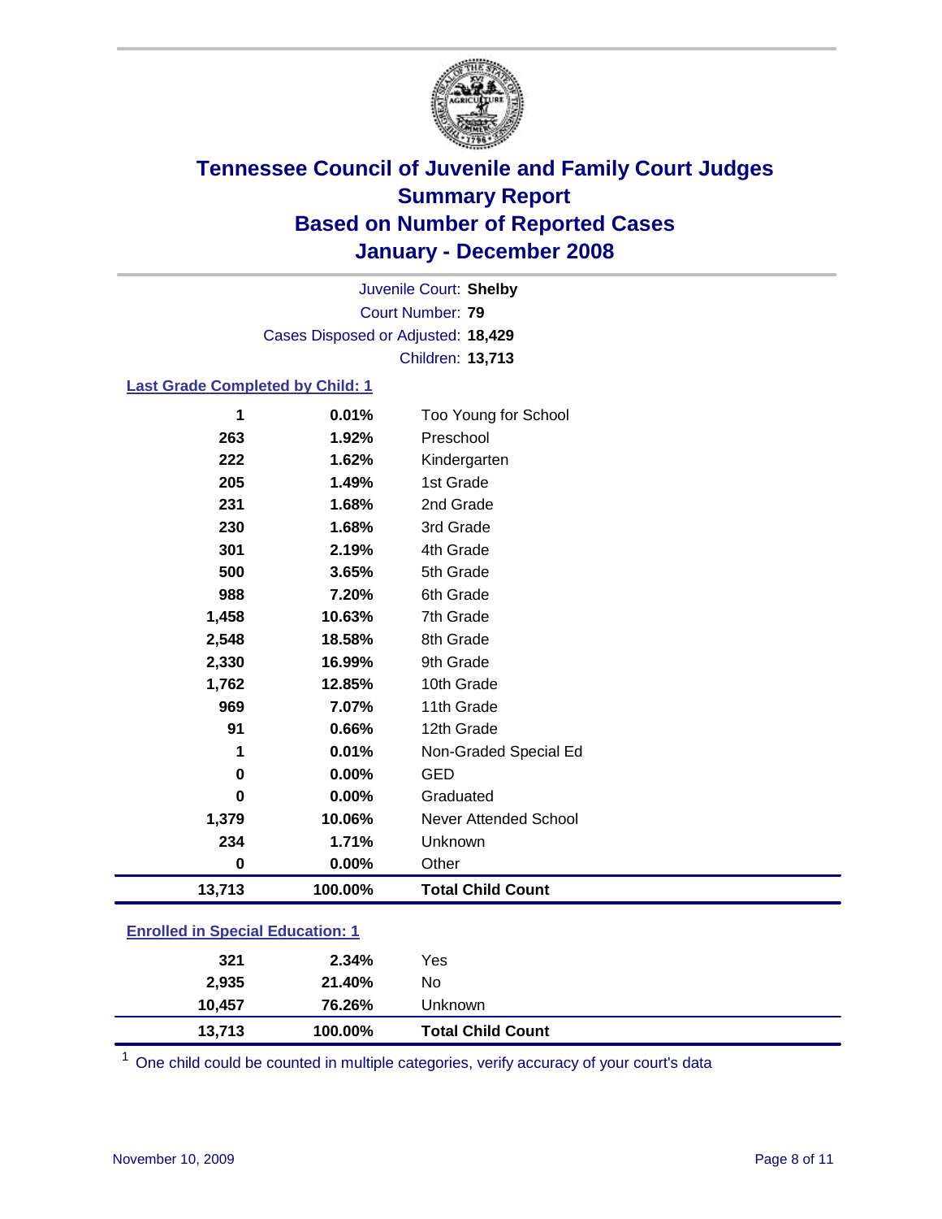# Tennessee Council of Juvenile and Family Court Judges
## Summary Report
## Based on Number of Reported Cases
## January - December 2008

Juvenile Court: **Shelby**
Court Number: **79**
Cases Disposed or Adjusted: **18,429**
Children: **13,713**

### Last Grade Completed by Child: 1

| | | |
|---|---|---|
| 1 | 0.01% | Too Young for School |
| 263 | 1.92% | Preschool |
| 222 | 1.62% | Kindergarten |
| 205 | 1.49% | 1st Grade |
| 231 | 1.68% | 2nd Grade |
| 230 | 1.68% | 3rd Grade |
| 301 | 2.19% | 4th Grade |
| 500 | 3.65% | 5th Grade |
| 988 | 7.20% | 6th Grade |
| 1,458 | 10.63% | 7th Grade |
| 2,548 | 18.58% | 8th Grade |
| 2,330 | 16.99% | 9th Grade |
| 1,762 | 12.85% | 10th Grade |
| 969 | 7.07% | 11th Grade |
| 91 | 0.66% | 12th Grade |
| 1 | 0.01% | Non-Graded Special Ed |
| 0 | 0.00% | GED |
| 0 | 0.00% | Graduated |
| 1,379 | 10.06% | Never Attended School |
| 234 | 1.71% | Unknown |
| 0 | 0.00% | Other |
| **13,713** | **100.00%** | **Total Child Count** |

### Enrolled in Special Education: 1

| | | |
|---|---|---|
| 321 | 2.34% | Yes |
| 2,935 | 21.40% | No |
| 10,457 | 76.26% | Unknown |
| **13,713** | **100.00%** | **Total Child Count** |

[1] One child could be counted in multiple categories, verify accuracy of your court's data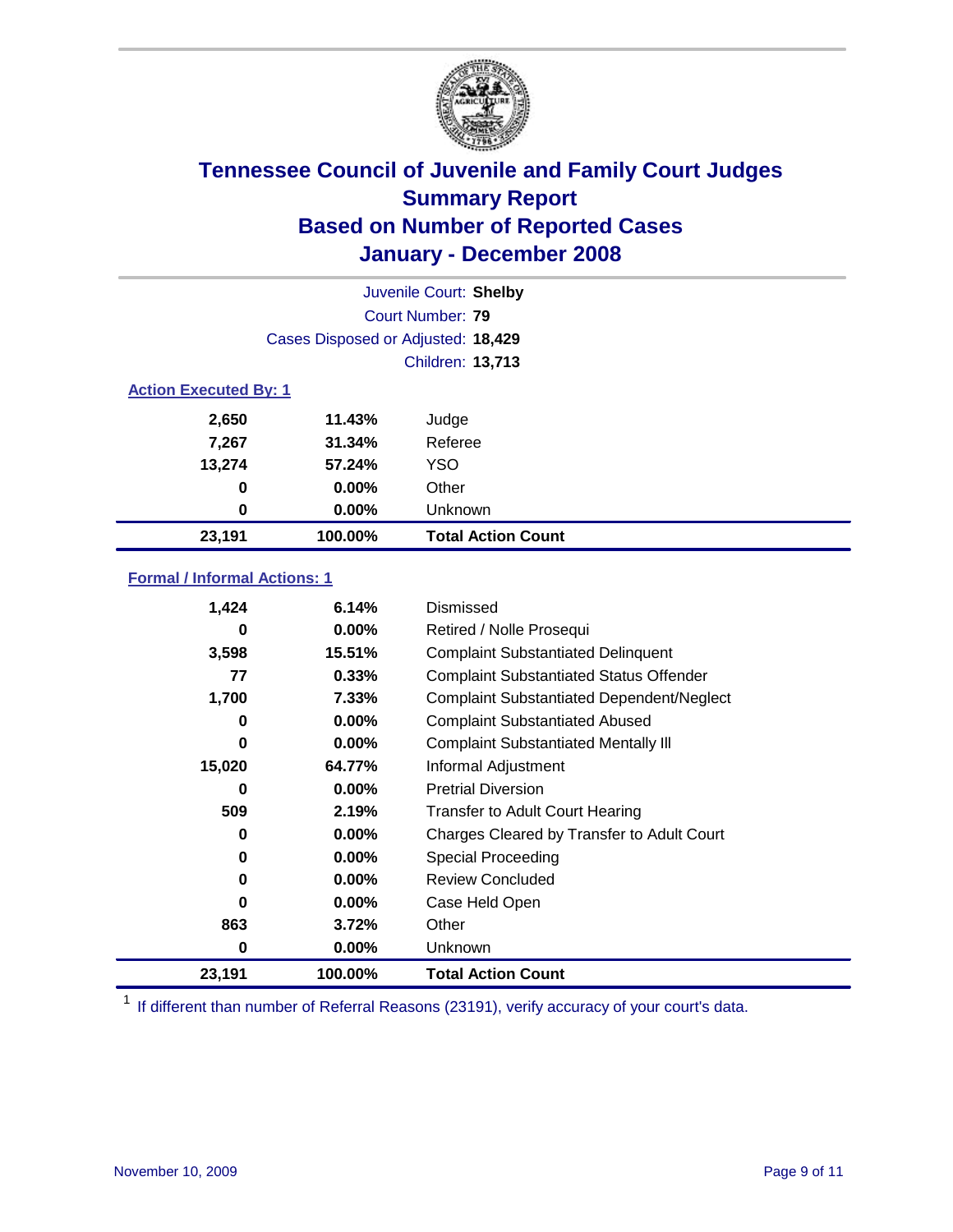# Tennessee Council of Juvenile and Family Court Judges
## Summary Report
## Based on Number of Reported Cases
## January - December 2008

Juvenile Court: **Shelby**
Court Number: **79**
Cases Disposed or Adjusted: **18,429**
Children: **13,713**

### Action Executed By: 1

| | | |
|---|---|---|
| 2,650 | 11.43% | Judge |
| 7,267 | 31.34% | Referee |
| 13,274 | 57.24% | YSO |
| 0 | 0.00% | Other |
| 0 | 0.00% | Unknown |
| **23,191** | **100.00%** | **Total Action Count** |

### Formal / Informal Actions: 1

| | | |
|---|---|---|
| 1,424 | 6.14% | Dismissed |
| 0 | 0.00% | Retired / Nolle Prosequi |
| 3,598 | 15.51% | Complaint Substantiated Delinquent |
| 77 | 0.33% | Complaint Substantiated Status Offender |
| 1,700 | 7.33% | Complaint Substantiated Dependent/Neglect |
| 0 | 0.00% | Complaint Substantiated Abused |
| 0 | 0.00% | Complaint Substantiated Mentally Ill |
| 15,020 | 64.77% | Informal Adjustment |
| 0 | 0.00% | Pretrial Diversion |
| 509 | 2.19% | Transfer to Adult Court Hearing |
| 0 | 0.00% | Charges Cleared by Transfer to Adult Court |
| 0 | 0.00% | Special Proceeding |
| 0 | 0.00% | Review Concluded |
| 0 | 0.00% | Case Held Open |
| 863 | 3.72% | Other |
| 0 | 0.00% | Unknown |
| **23,191** | **100.00%** | **Total Action Count** |

[1] If different than number of Referral Reasons (23191), verify accuracy of your court's data.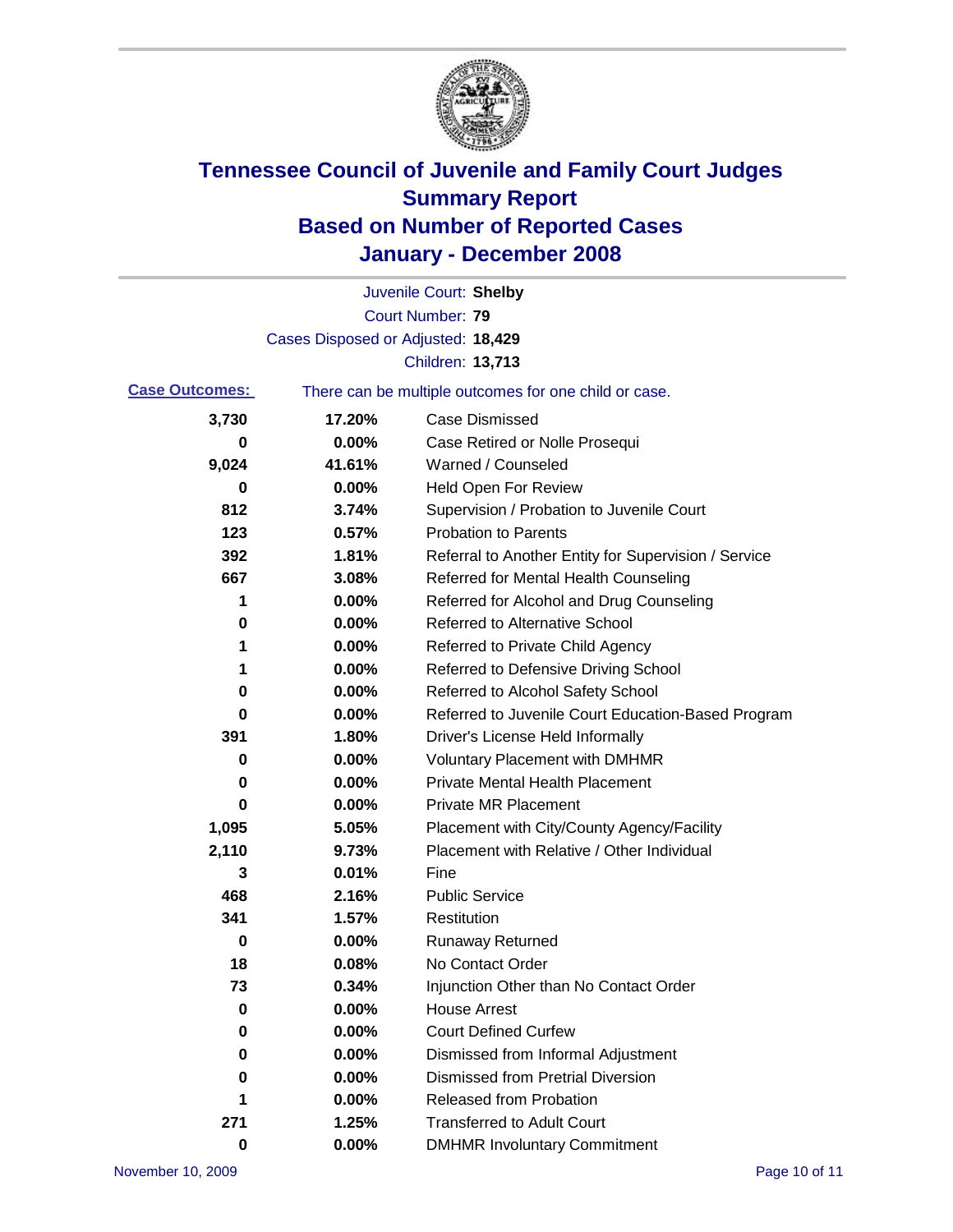# Tennessee Council of Juvenile and Family Court Judges
## Summary Report
## Based on Number of Reported Cases
## January - December 2008

Juvenile Court: **Shelby**

Court Number: **79**

Cases Disposed or Adjusted: **18,429**

Children: **13,713**

**Case Outcomes:** There can be multiple outcomes for one child or case.

| Count | Percent | Outcome |
|---|---|---|
| 3,730 | 17.20% | Case Dismissed |
| 0 | 0.00% | Case Retired or Nolle Prosequi |
| 9,024 | 41.61% | Warned / Counseled |
| 0 | 0.00% | Held Open For Review |
| 812 | 3.74% | Supervision / Probation to Juvenile Court |
| 123 | 0.57% | Probation to Parents |
| 392 | 1.81% | Referral to Another Entity for Supervision / Service |
| 667 | 3.08% | Referred for Mental Health Counseling |
| 1 | 0.00% | Referred for Alcohol and Drug Counseling |
| 0 | 0.00% | Referred to Alternative School |
| 1 | 0.00% | Referred to Private Child Agency |
| 1 | 0.00% | Referred to Defensive Driving School |
| 0 | 0.00% | Referred to Alcohol Safety School |
| 0 | 0.00% | Referred to Juvenile Court Education-Based Program |
| 391 | 1.80% | Driver's License Held Informally |
| 0 | 0.00% | Voluntary Placement with DMHMR |
| 0 | 0.00% | Private Mental Health Placement |
| 0 | 0.00% | Private MR Placement |
| 1,095 | 5.05% | Placement with City/County Agency/Facility |
| 2,110 | 9.73% | Placement with Relative / Other Individual |
| 3 | 0.01% | Fine |
| 468 | 2.16% | Public Service |
| 341 | 1.57% | Restitution |
| 0 | 0.00% | Runaway Returned |
| 18 | 0.08% | No Contact Order |
| 73 | 0.34% | Injunction Other than No Contact Order |
| 0 | 0.00% | House Arrest |
| 0 | 0.00% | Court Defined Curfew |
| 0 | 0.00% | Dismissed from Informal Adjustment |
| 0 | 0.00% | Dismissed from Pretrial Diversion |
| 1 | 0.00% | Released from Probation |
| 271 | 1.25% | Transferred to Adult Court |
| 0 | 0.00% | DMHMR Involuntary Commitment |

November 10, 2009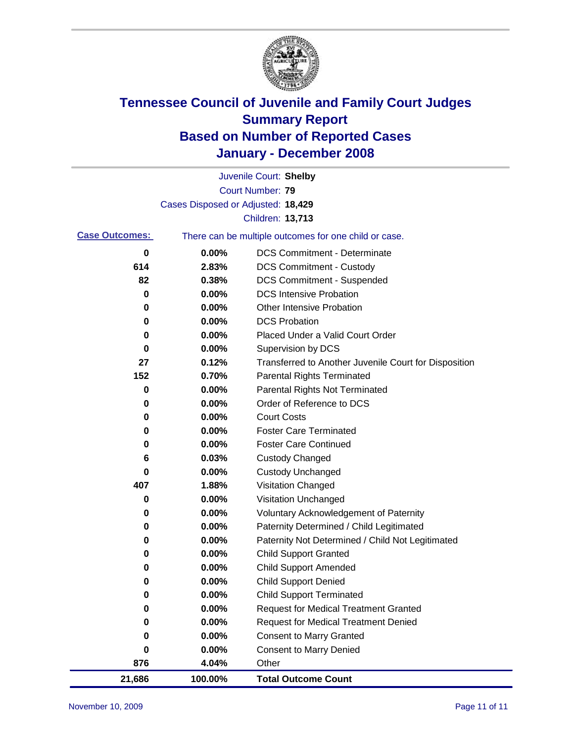# Tennessee Council of Juvenile and Family Court Judges
# Summary Report
# Based on Number of Reported Cases
# January - December 2008

Juvenile Court: **Shelby**

Court Number: **79**

Cases Disposed or Adjusted: **18,429**

Children: **13,713**

**Case Outcomes:** There can be multiple outcomes for one child or case.

| | | |
|---|---|---|
| 0 | 0.00% | DCS Commitment - Determinate |
| 614 | 2.83% | DCS Commitment - Custody |
| 82 | 0.38% | DCS Commitment - Suspended |
| 0 | 0.00% | DCS Intensive Probation |
| 0 | 0.00% | Other Intensive Probation |
| 0 | 0.00% | DCS Probation |
| 0 | 0.00% | Placed Under a Valid Court Order |
| 0 | 0.00% | Supervision by DCS |
| 27 | 0.12% | Transferred to Another Juvenile Court for Disposition |
| 152 | 0.70% | Parental Rights Terminated |
| 0 | 0.00% | Parental Rights Not Terminated |
| 0 | 0.00% | Order of Reference to DCS |
| 0 | 0.00% | Court Costs |
| 0 | 0.00% | Foster Care Terminated |
| 0 | 0.00% | Foster Care Continued |
| 6 | 0.03% | Custody Changed |
| 0 | 0.00% | Custody Unchanged |
| 407 | 1.88% | Visitation Changed |
| 0 | 0.00% | Visitation Unchanged |
| 0 | 0.00% | Voluntary Acknowledgement of Paternity |
| 0 | 0.00% | Paternity Determined / Child Legitimated |
| 0 | 0.00% | Paternity Not Determined / Child Not Legitimated |
| 0 | 0.00% | Child Support Granted |
| 0 | 0.00% | Child Support Amended |
| 0 | 0.00% | Child Support Denied |
| 0 | 0.00% | Child Support Terminated |
| 0 | 0.00% | Request for Medical Treatment Granted |
| 0 | 0.00% | Request for Medical Treatment Denied |
| 0 | 0.00% | Consent to Marry Granted |
| 0 | 0.00% | Consent to Marry Denied |
| 876 | 4.04% | Other |
| **21,686** | **100.00%** | **Total Outcome Count** |